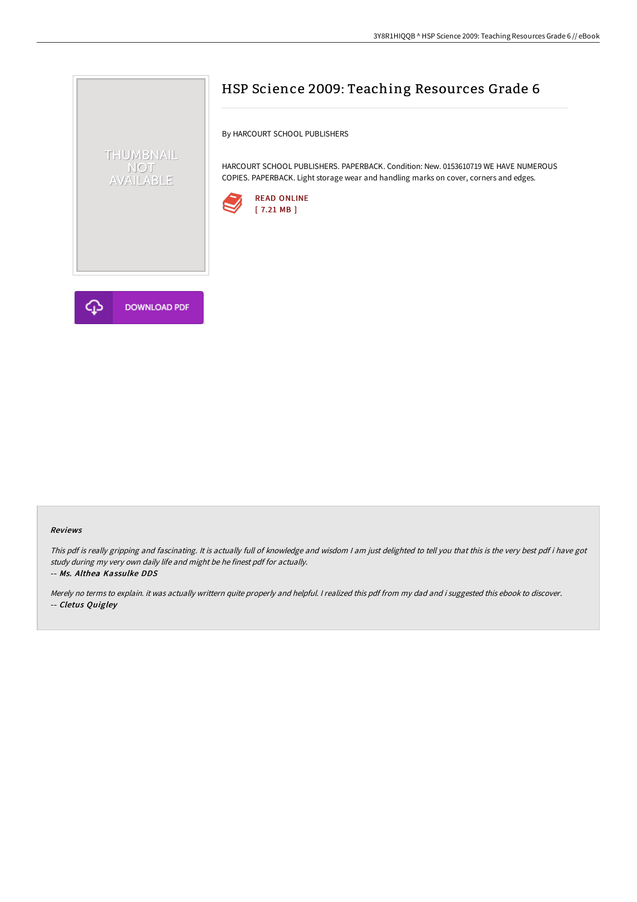# HSP Science 2009: Teaching Resources Grade 6

By HARCOURT SCHOOL PUBLISHERS

HARCOURT SCHOOL PUBLISHERS. PAPERBACK. Condition: New. 0153610719 WE HAVE NUMEROUS COPIES. PAPERBACK. Light storage wear and handling marks on cover, corners and edges.

READ ONLINE
[ 7.21 MB ]

DOWNLOAD PDF

#### Reviews

*This pdf is really gripping and fascinating. It is actually full of knowledge and wisdom I am just delighted to tell you that this is the very best pdf i have got study during my very own daily life and might be he finest pdf for actually.*

-- *Ms. Althea Kassulke DDS*

*Merely no terms to explain. it was actually writtern quite properly and helpful. I realized this pdf from my dad and i suggested this ebook to discover.*

-- *Cletus Quigley*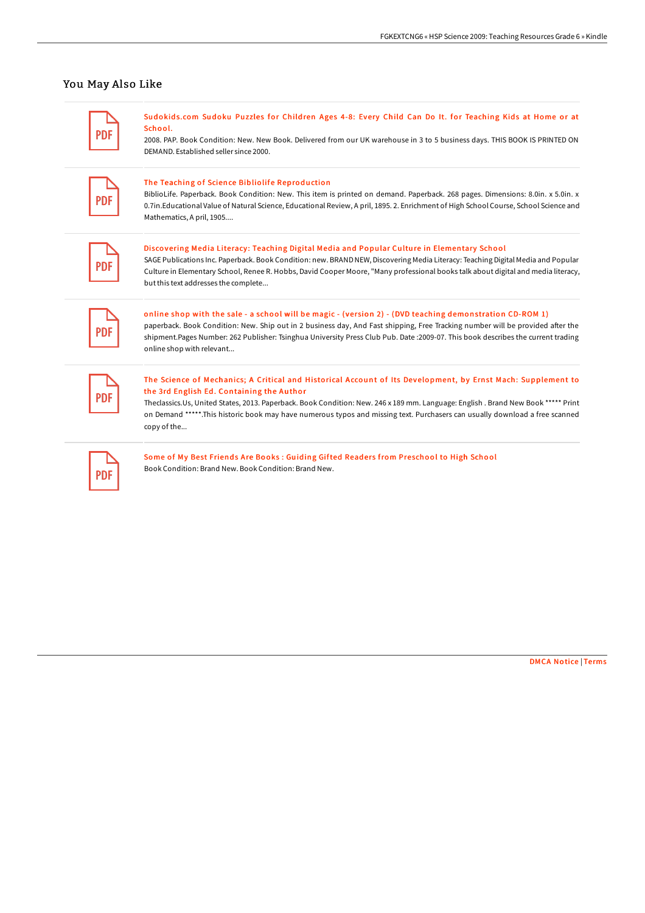## You May Also Like

PDF

**Sudokids.com Sudoku Puzzles for Children Ages 4-8: Every Child Can Do It. for Teaching Kids at Home or at School.**

2008. PAP. Book Condition: New. New Book. Delivered from our UK warehouse in 3 to 5 business days. THIS BOOK IS PRINTED ON DEMAND. Established seller since 2000.

PDF

**The Teaching of Science Bibliolife Reproduction**

BiblioLife. Paperback. Book Condition: New. This item is printed on demand. Paperback. 268 pages. Dimensions: 8.0in. x 5.0in. x 0.7in.Educational Value of Natural Science, Educational Review, A pril, 1895. 2. Enrichment of High School Course, School Science and Mathematics, A pril, 1905....

PDF

**Discovering Media Literacy: Teaching Digital Media and Popular Culture in Elementary School**

SAGE Publications Inc. Paperback. Book Condition: new. BRAND NEW, Discovering Media Literacy: Teaching Digital Media and Popular Culture in Elementary School, Renee R. Hobbs, David Cooper Moore, "Many professional books talk about digital and media literacy, but this text addresses the complete...

PDF

**online shop with the sale - a school will be magic - (version 2) - (DVD teaching demonstration CD-ROM 1)**

paperback. Book Condition: New. Ship out in 2 business day, And Fast shipping, Free Tracking number will be provided after the shipment.Pages Number: 262 Publisher: Tsinghua University Press Club Pub. Date :2009-07. This book describes the current trading online shop with relevant...

PDF

**The Science of Mechanics; A Critical and Historical Account of Its Development, by Ernst Mach: Supplement to the 3rd English Ed. Containing the Author**

Theclassics.Us, United States, 2013. Paperback. Book Condition: New. 246 x 189 mm. Language: English . Brand New Book ***** Print on Demand *****.This historic book may have numerous typos and missing text. Purchasers can usually download a free scanned copy of the...

PDF

**Some of My Best Friends Are Books : Guiding Gifted Readers from Preschool to High School**

Book Condition: Brand New. Book Condition: Brand New.

DMCA Notice | Terms